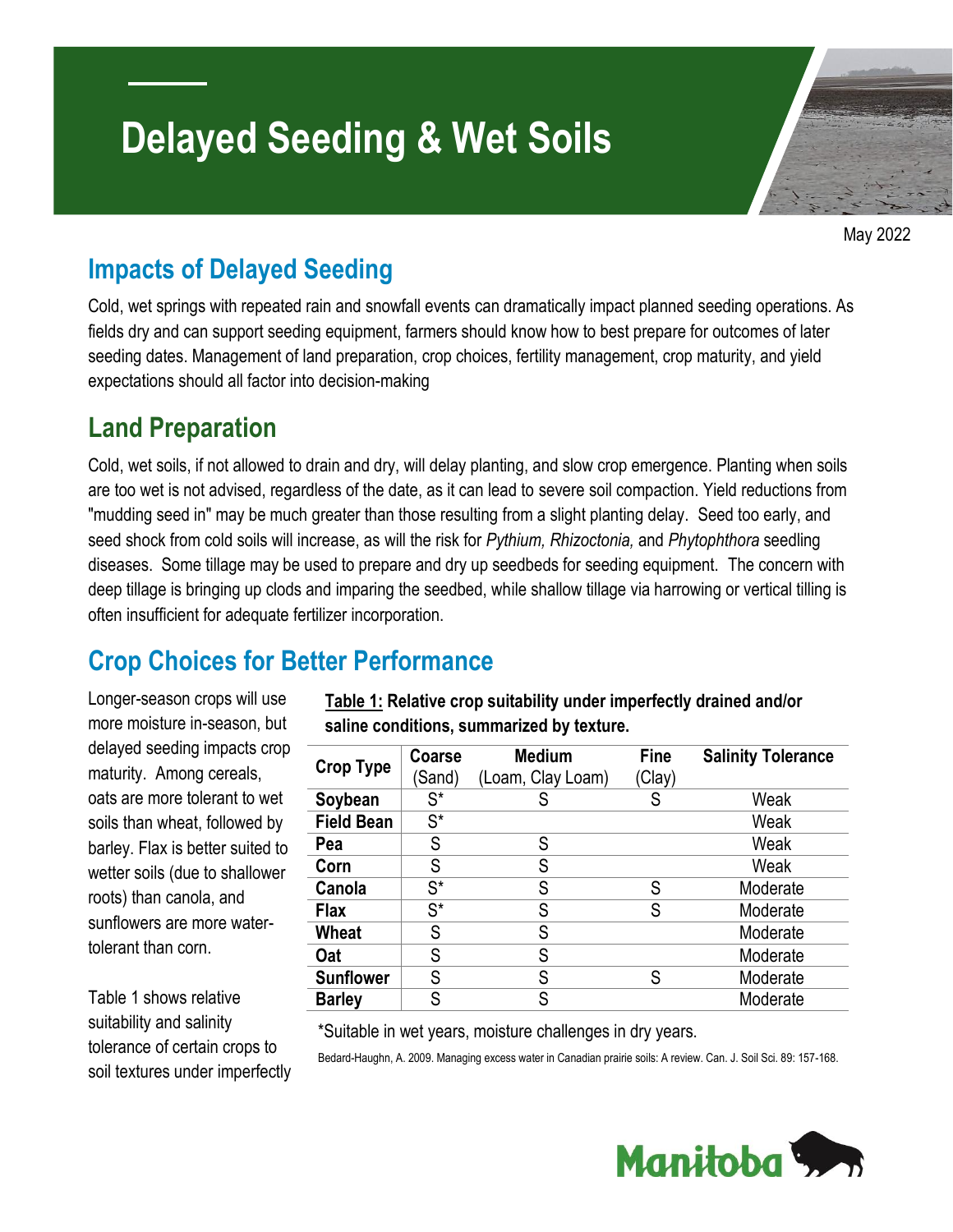# Delayed Seeding & Wet Soils

May 2022

## Impacts of Delayed Seeding

Cold, wet springs with repeated rain and snowfall events can dramatically impact planned seeding operations. As fields dry and can support seeding equipment, farmers should know how to best prepare for outcomes of later seeding dates. Management of land preparation, crop choices, fertility management, crop maturity, and yield expectations should all factor into decision-making

## Land Preparation

Cold, wet soils, if not allowed to drain and dry, will delay planting, and slow crop emergence. Planting when soils are too wet is not advised, regardless of the date, as it can lead to severe soil compaction. Yield reductions from "mudding seed in" may be much greater than those resulting from a slight planting delay. Seed too early, and seed shock from cold soils will increase, as will the risk for *Pythium, Rhizoctonia,* and *Phytophthora* seedling diseases. Some tillage may be used to prepare and dry up seedbeds for seeding equipment. The concern with deep tillage is bringing up clods and imparing the seedbed, while shallow tillage via harrowing or vertical tilling is often insufficient for adequate fertilizer incorporation.

## Crop Choices for Better Performance

Longer-season crops will use more moisture in-season, but delayed seeding impacts crop maturity. Among cereals, oats are more tolerant to wet soils than wheat, followed by barley. Flax is better suited to wetter soils (due to shallower roots) than canola, and sunflowers are more water-tolerant than corn.

Table 1 shows relative suitability and salinity tolerance of certain crops to soil textures under imperfectly

**Table 1: Relative crop suitability under imperfectly drained and/or saline conditions, summarized by texture.**

| Crop Type | Coarse (Sand) | Medium (Loam, Clay Loam) | Fine (Clay) | Salinity Tolerance |
|---|---|---|---|---|
| **Soybean** | S* | S | S | Weak |
| **Field Bean** | S* | | | Weak |
| **Pea** | S | S | | Weak |
| **Corn** | S | S | | Weak |
| **Canola** | S* | S | S | Moderate |
| **Flax** | S* | S | S | Moderate |
| **Wheat** | S | S | | Moderate |
| **Oat** | S | S | | Moderate |
| **Sunflower** | S | S | S | Moderate |
| **Barley** | S | S | | Moderate |

*Suitable in wet years, moisture challenges in dry years.

Bedard-Haughn, A. 2009. Managing excess water in Canadian prairie soils: A review. Can. J. Soil Sci. 89: 157-168.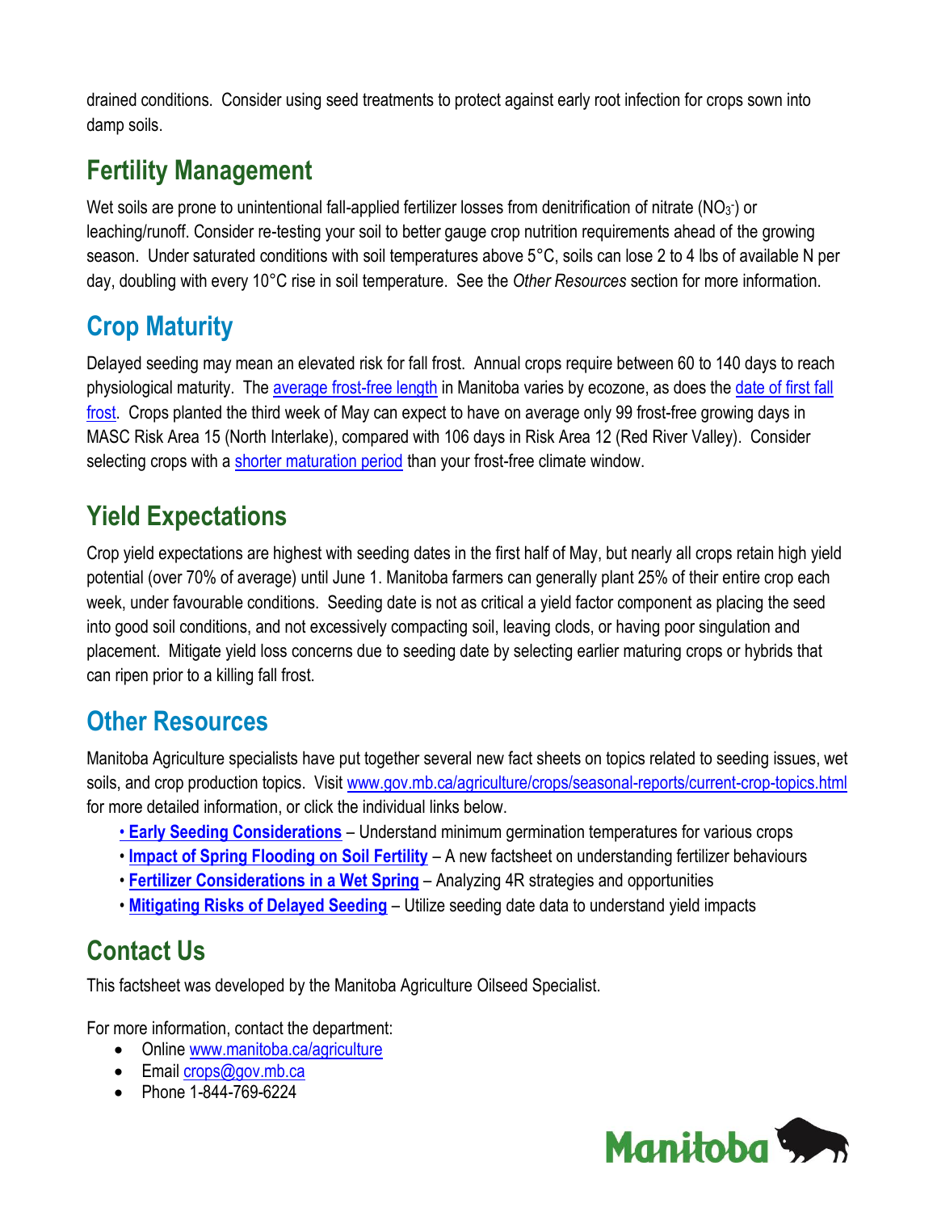drained conditions. Consider using seed treatments to protect against early root infection for crops sown into damp soils.

## Fertility Management

Wet soils are prone to unintentional fall-applied fertilizer losses from denitrification of nitrate ($NO_3^-$) or leaching/runoff. Consider re-testing your soil to better gauge crop nutrition requirements ahead of the growing season. Under saturated conditions with soil temperatures above 5°C, soils can lose 2 to 4 lbs of available N per day, doubling with every 10°C rise in soil temperature. See the *Other Resources* section for more information.

## Crop Maturity

Delayed seeding may mean an elevated risk for fall frost. Annual crops require between 60 to 140 days to reach physiological maturity. The average frost-free length in Manitoba varies by ecozone, as does the date of first fall frost. Crops planted the third week of May can expect to have on average only 99 frost-free growing days in MASC Risk Area 15 (North Interlake), compared with 106 days in Risk Area 12 (Red River Valley). Consider selecting crops with a shorter maturation period than your frost-free climate window.

## Yield Expectations

Crop yield expectations are highest with seeding dates in the first half of May, but nearly all crops retain high yield potential (over 70% of average) until June 1. Manitoba farmers can generally plant 25% of their entire crop each week, under favourable conditions. Seeding date is not as critical a yield factor component as placing the seed into good soil conditions, and not excessively compacting soil, leaving clods, or having poor singulation and placement. Mitigate yield loss concerns due to seeding date by selecting earlier maturing crops or hybrids that can ripen prior to a killing fall frost.

## Other Resources

Manitoba Agriculture specialists have put together several new fact sheets on topics related to seeding issues, wet soils, and crop production topics. Visit www.gov.mb.ca/agriculture/crops/seasonal-reports/current-crop-topics.html for more detailed information, or click the individual links below.

- **Early Seeding Considerations** – Understand minimum germination temperatures for various crops
- **Impact of Spring Flooding on Soil Fertility** – A new factsheet on understanding fertilizer behaviours
- **Fertilizer Considerations in a Wet Spring** – Analyzing 4R strategies and opportunities
- **Mitigating Risks of Delayed Seeding** – Utilize seeding date data to understand yield impacts

## Contact Us

This factsheet was developed by the Manitoba Agriculture Oilseed Specialist.

For more information, contact the department:

- Online www.manitoba.ca/agriculture
- Email crops@gov.mb.ca
- Phone 1-844-769-6224